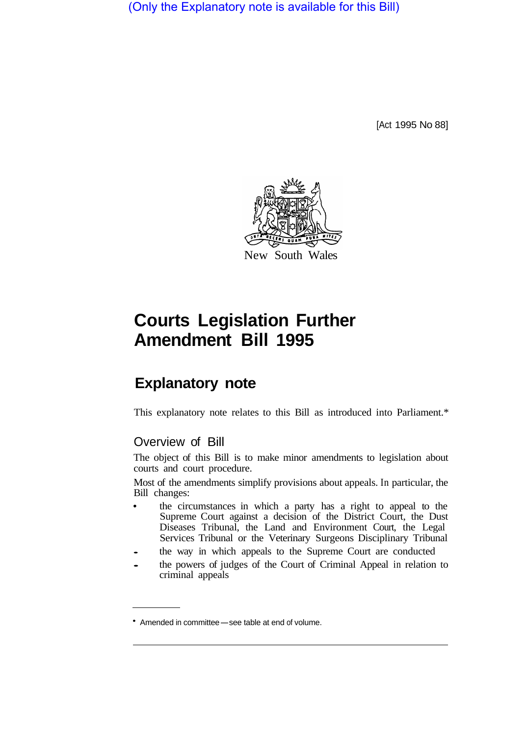(Only the Explanatory note is available for this Bill)

[Act 1995 No 88]

New South Wales

# Courts Legislation Further Amendment Bill 1995

## Explanatory note

This explanatory note relates to this Bill as introduced into Parliament.*

### Overview of Bill

The object of this Bill is to make minor amendments to legislation about courts and court procedure.

Most of the amendments simplify provisions about appeals. In particular, the Bill changes:

- the circumstances in which a party has a right to appeal to the Supreme Court against a decision of the District Court, the Dust Diseases Tribunal, the Land and Environment Court, the Legal Services Tribunal or the Veterinary Surgeons Disciplinary Tribunal
- the way in which appeals to the Supreme Court are conducted
- the powers of judges of the Court of Criminal Appeal in relation to criminal appeals

* Amended in committee—see table at end of volume.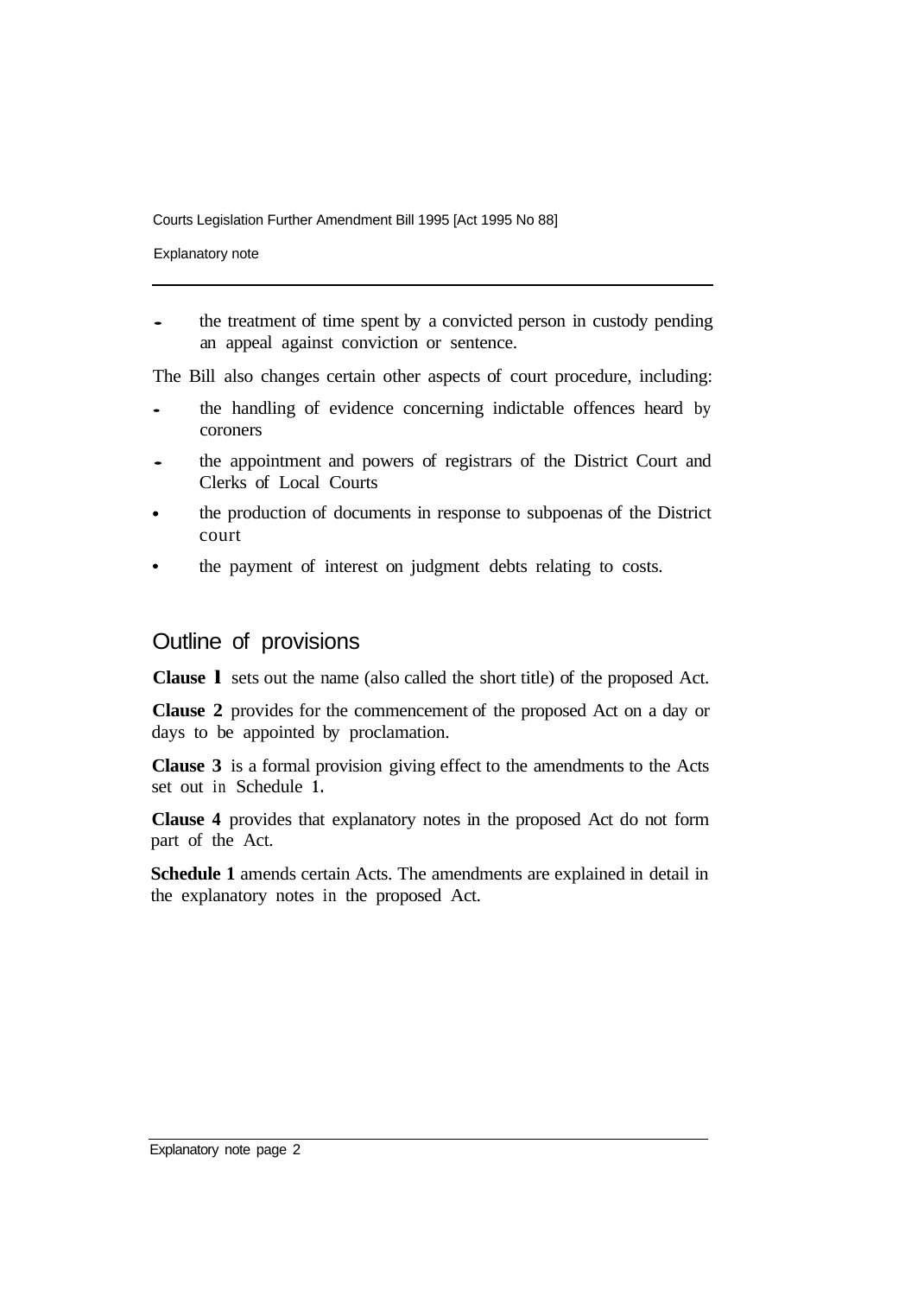- the treatment of time spent by a convicted person in custody pending an appeal against conviction or sentence.

The Bill also changes certain other aspects of court procedure, including:

- the handling of evidence concerning indictable offences heard by coroners
- the appointment and powers of registrars of the District Court and Clerks of Local Courts
- the production of documents in response to subpoenas of the District court
- the payment of interest on judgment debts relating to costs.

## Outline of provisions

**Clause 1** sets out the name (also called the short title) of the proposed Act.

**Clause 2** provides for the commencement of the proposed Act on a day or days to be appointed by proclamation.

**Clause 3** is a formal provision giving effect to the amendments to the Acts set out in Schedule 1.

**Clause 4** provides that explanatory notes in the proposed Act do not form part of the Act.

**Schedule 1** amends certain Acts. The amendments are explained in detail in the explanatory notes in the proposed Act.